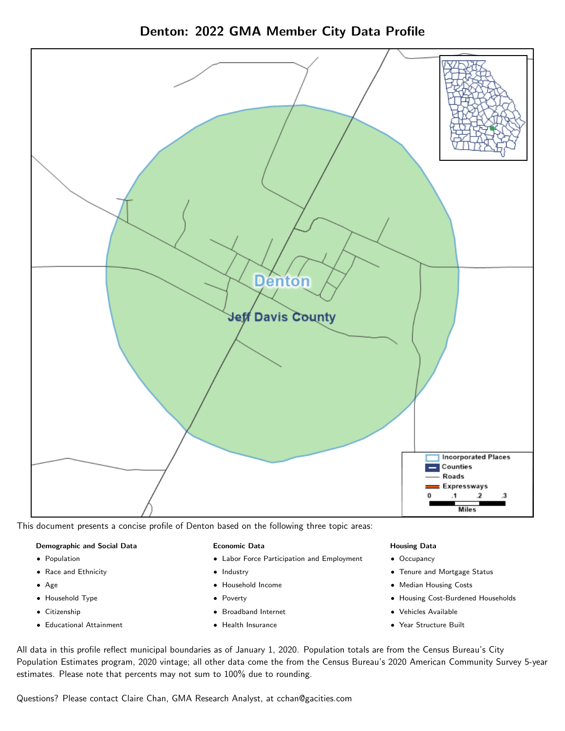# Denton: 2022 GMA Member City Data Profile

This document presents a concise profile of Denton based on the following three topic areas:

**Demographic and Social Data**

- Population
- Race and Ethnicity
- Age
- Household Type
- Citizenship
- Educational Attainment

**Economic Data**

- Labor Force Participation and Employment
- Industry
- Household Income
- Poverty
- Broadband Internet
- Health Insurance

**Housing Data**

- Occupancy
- Tenure and Mortgage Status
- Median Housing Costs
- Housing Cost-Burdened Households
- Vehicles Available
- Year Structure Built

All data in this profile reflect municipal boundaries as of January 1, 2020. Population totals are from the Census Bureau's City Population Estimates program, 2020 vintage; all other data come the from the Census Bureau's 2020 American Community Survey 5-year estimates. Please note that percents may not sum to 100% due to rounding.

Questions? Please contact Claire Chan, GMA Research Analyst, at cchan@gacities.com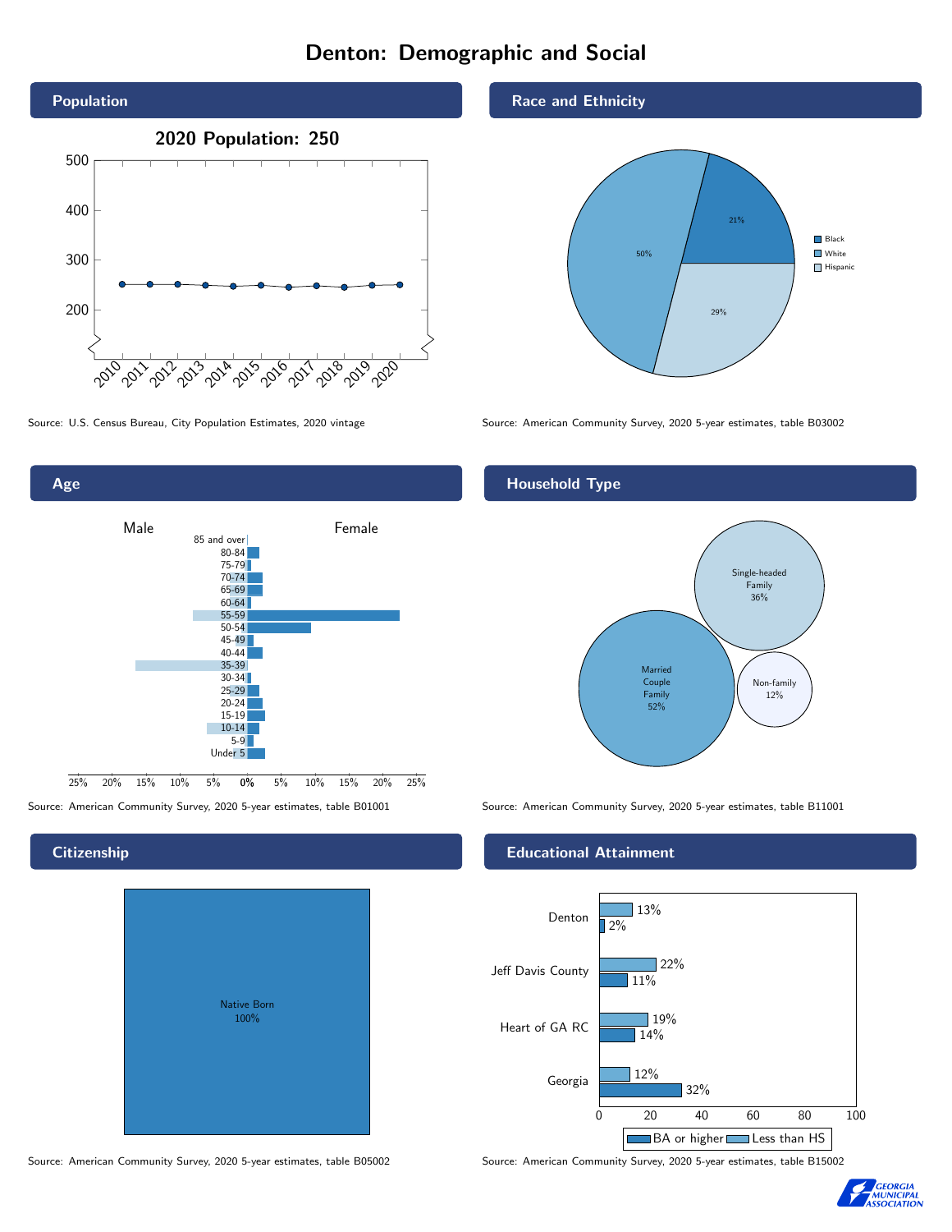# Denton: Demographic and Social

## Population

2020 Population: 250

Source: U.S. Census Bureau, City Population Estimates, 2020 vintage

## Race and Ethnicity

| Group | Percent |
|---|---|
| Black | 21% |
| White | 50% |
| Hispanic | 29% |

Source: American Community Survey, 2020 5-year estimates, table B03002

## Age

Male / Female

Source: American Community Survey, 2020 5-year estimates, table B01001

## Household Type

| Type | Percent |
|---|---|
| Married Couple Family | 52% |
| Single-headed Family | 36% |
| Non-family | 12% |

Source: American Community Survey, 2020 5-year estimates, table B11001

## Citizenship

Native Born 100%

Source: American Community Survey, 2020 5-year estimates, table B05002

## Educational Attainment

| Area | Less than HS | BA or higher |
|---|---|---|
| Denton | 13% | 2% |
| Jeff Davis County | 22% | 11% |
| Heart of GA RC | 19% | 14% |
| Georgia | 12% | 32% |

Source: American Community Survey, 2020 5-year estimates, table B15002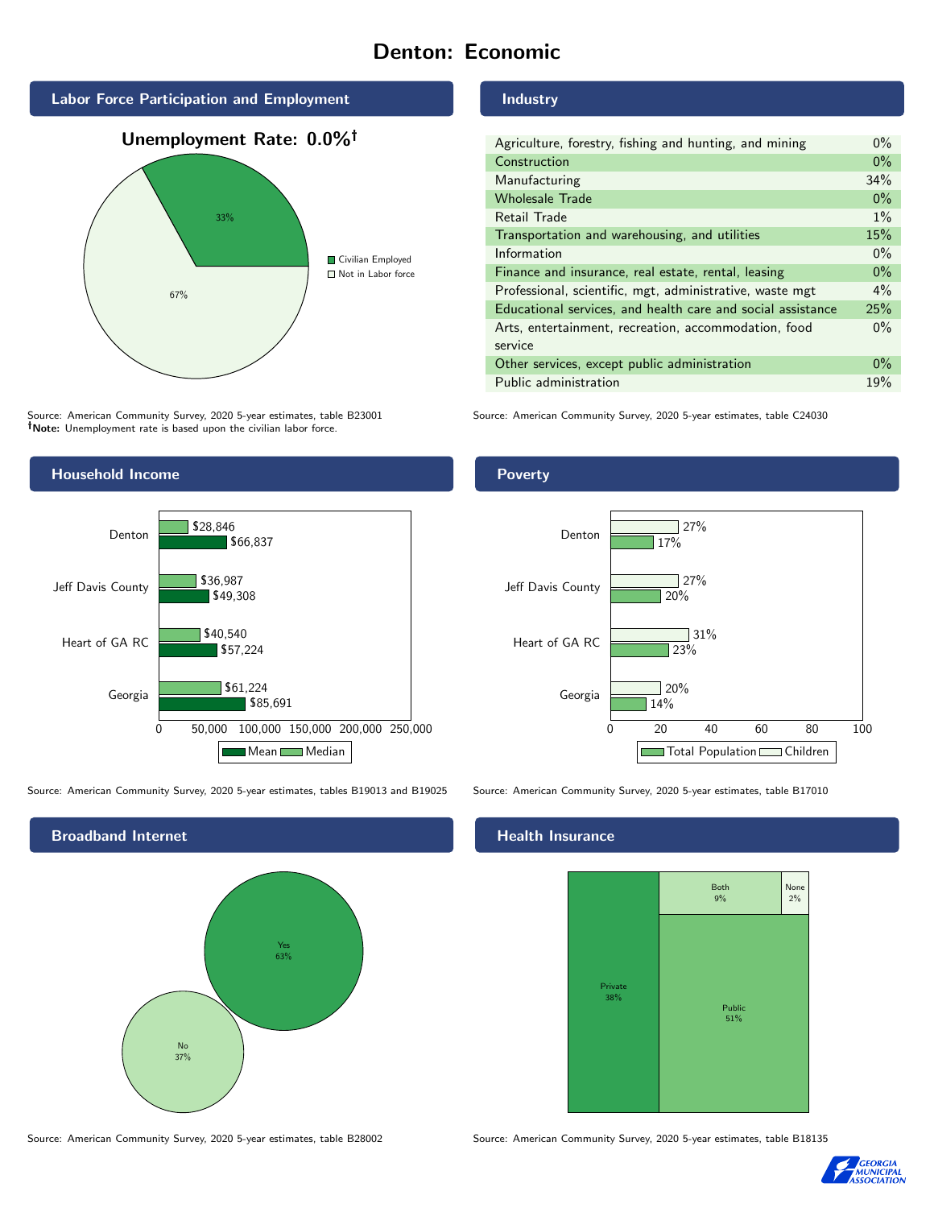# Denton: Economic

## Labor Force Participation and Employment

**Unemployment Rate: 0.0%†**

| Category | Percent |
| --- | --- |
| Civilian Employed | 33% |
| Not in Labor force | 67% |

Source: American Community Survey, 2020 5-year estimates, table B23001
**†Note:** Unemployment rate is based upon the civilian labor force.

## Industry

| Industry | Percent |
| --- | --- |
| Agriculture, forestry, fishing and hunting, and mining | 0% |
| Construction | 0% |
| Manufacturing | 34% |
| Wholesale Trade | 0% |
| Retail Trade | 1% |
| Transportation and warehousing, and utilities | 15% |
| Information | 0% |
| Finance and insurance, real estate, rental, leasing | 0% |
| Professional, scientific, mgt, administrative, waste mgt | 4% |
| Educational services, and health care and social assistance | 25% |
| Arts, entertainment, recreation, accommodation, food service | 0% |
| Other services, except public administration | 0% |
| Public administration | 19% |

Source: American Community Survey, 2020 5-year estimates, table C24030

## Household Income

| Area | Median | Mean |
| --- | --- | --- |
| Denton | $28,846 | $66,837 |
| Jeff Davis County | $36,987 | $49,308 |
| Heart of GA RC | $40,540 | $57,224 |
| Georgia | $61,224 | $85,691 |

Source: American Community Survey, 2020 5-year estimates, tables B19013 and B19025

## Poverty

| Area | Children | Total Population |
| --- | --- | --- |
| Denton | 27% | 17% |
| Jeff Davis County | 27% | 20% |
| Heart of GA RC | 31% | 23% |
| Georgia | 20% | 14% |

Source: American Community Survey, 2020 5-year estimates, table B17010

## Broadband Internet

| Response | Percent |
| --- | --- |
| Yes | 63% |
| No | 37% |

Source: American Community Survey, 2020 5-year estimates, table B28002

## Health Insurance

| Type | Percent |
| --- | --- |
| Private | 38% |
| Public | 51% |
| Both | 9% |
| None | 2% |

Source: American Community Survey, 2020 5-year estimates, table B18135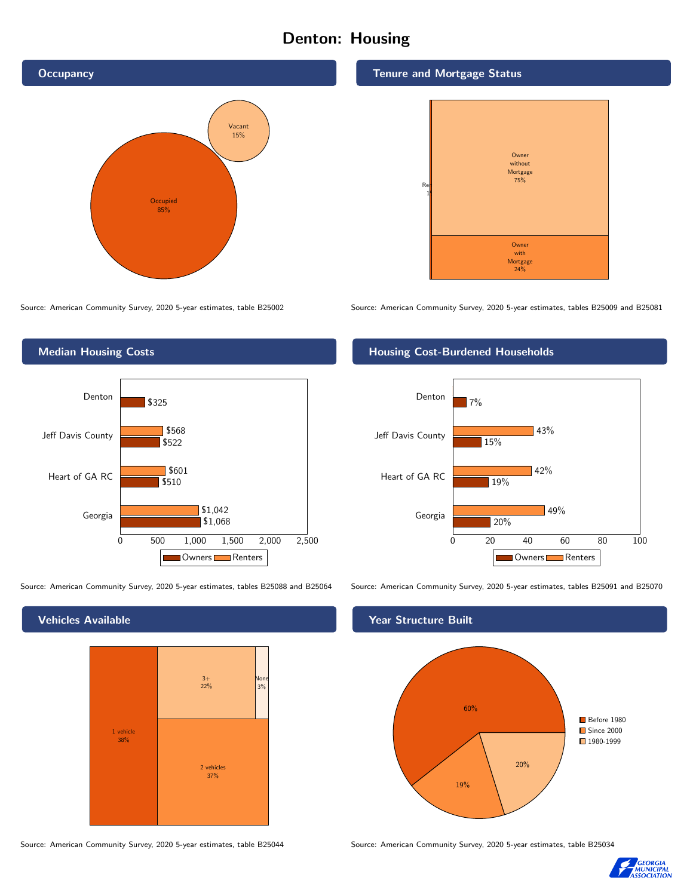# Denton: Housing

## Occupancy

Vacant
15%

Occupied
85%

Source: American Community Survey, 2020 5-year estimates, table B25002

## Tenure and Mortgage Status

Owner
without
Mortgage
75%

Owner
with
Mortgage
24%

Re
1

Source: American Community Survey, 2020 5-year estimates, tables B25009 and B25081

## Median Housing Costs

Denton
Jeff Davis County
Heart of GA RC
Georgia

$325
$568
$522
$601
$510
$1,042
$1,068

0
500
1,000
1,500
2,000
2,500

Owners
Renters

Source: American Community Survey, 2020 5-year estimates, tables B25088 and B25064

## Housing Cost-Burdened Households

Denton
Jeff Davis County
Heart of GA RC
Georgia

7%
43%
15%
42%
19%
49%
20%

0
20
40
60
80
100

Owners
Renters

Source: American Community Survey, 2020 5-year estimates, tables B25091 and B25070

## Vehicles Available

1 vehicle
38%

3+
22%

None
3%

2 vehicles
37%

Source: American Community Survey, 2020 5-year estimates, table B25044

## Year Structure Built

60%
19%
20%

Before 1980
Since 2000
1980-1999

Source: American Community Survey, 2020 5-year estimates, table B25034

GEORGIA MUNICIPAL ASSOCIATION